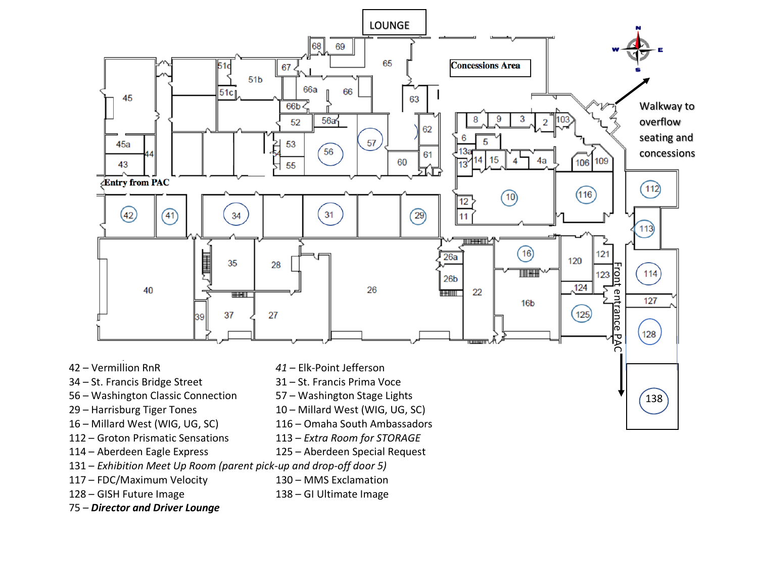LOUNGE

Concessions Area

Walkway to overflow seating and concessions

Entry from PAC

Front entrance PAC

42 – Vermillion RnR
34 – St. Francis Bridge Street
56 – Washington Classic Connection
29 – Harrisburg Tiger Tones
16 – Millard West (WIG, UG, SC)
112 – Groton Prismatic Sensations
114 – Aberdeen Eagle Express
131 – *Exhibition Meet Up Room (parent pick-up and drop-off door 5)*
117 – FDC/Maximum Velocity
128 – GISH Future Image
75 – ***Director and Driver Lounge***

*41* – Elk-Point Jefferson
31 – St. Francis Prima Voce
57 – Washington Stage Lights
10 – Millard West (WIG, UG, SC)
116 – Omaha South Ambassadors
113 – *Extra Room for STORAGE*
125 – Aberdeen Special Request
130 – MMS Exclamation
138 – GI Ultimate Image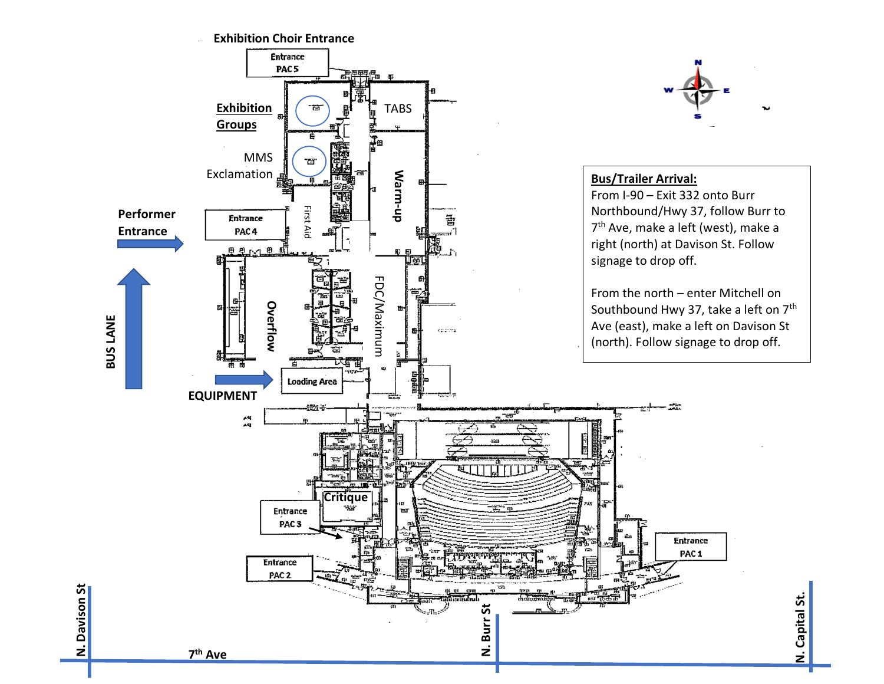Exhibition Choir Entrance

Entrance PAC 5

Exhibition Groups

TABS

MMS Exclamation

Performer Entrance

Entrance PAC 4

First Aid

Warm-up

BUS LANE

Overflow

FDC/Maximum

EQUIPMENT

Loading Area

Critique

Entrance PAC 3

Entrance PAC 2

Entrance PAC 1

N. Davison St

7th Ave

N. Burr St

N. Capital St.

**Bus/Trailer Arrival:**

From I-90 – Exit 332 onto Burr Northbound/Hwy 37, follow Burr to 7th Ave, make a left (west), make a right (north) at Davison St. Follow signage to drop off.

From the north – enter Mitchell on Southbound Hwy 37, take a left on 7th Ave (east), make a left on Davison St (north). Follow signage to drop off.